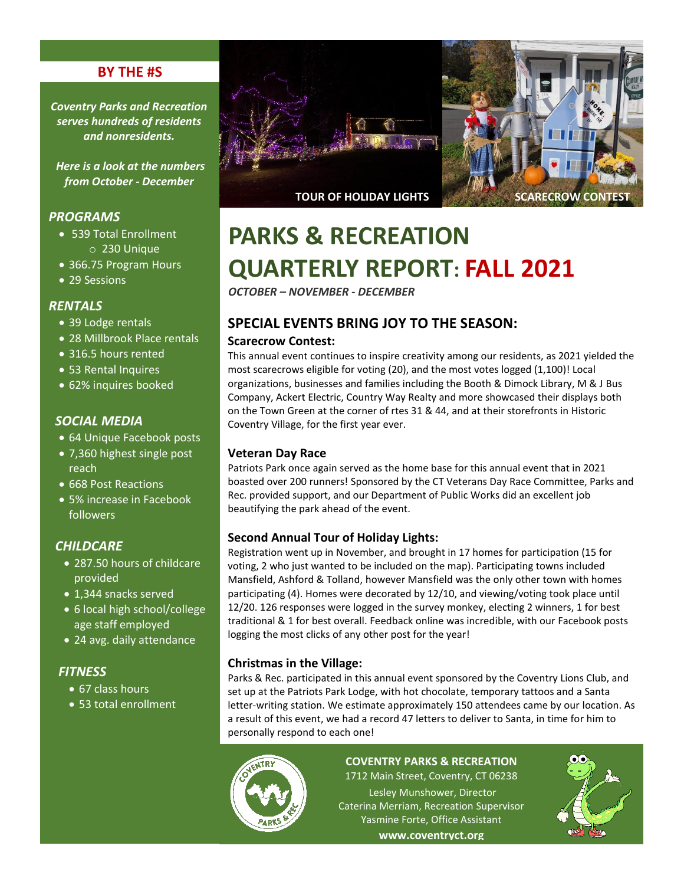# PARKS & RECREATION QUARTERLY REPORT: FALL 2021

***OCTOBER – NOVEMBER - DECEMBER***

TOUR OF HOLIDAY LIGHTS

SCARECROW CONTEST

## BY THE #S

***Coventry Parks and Recreation serves hundreds of residents and nonresidents.***

***Here is a look at the numbers from October - December***

### *PROGRAMS*

- 539 Total Enrollment
  - 230 Unique
- 366.75 Program Hours
- 29 Sessions

### *RENTALS*

- 39 Lodge rentals
- 28 Millbrook Place rentals
- 316.5 hours rented
- 53 Rental Inquires
- 62% inquires booked

### *SOCIAL MEDIA*

- 64 Unique Facebook posts
- 7,360 highest single post reach
- 668 Post Reactions
- 5% increase in Facebook followers

### *CHILDCARE*

- 287.50 hours of childcare provided
- 1,344 snacks served
- 6 local high school/college age staff employed
- 24 avg. daily attendance

### *FITNESS*

- 67 class hours
- 53 total enrollment

## SPECIAL EVENTS BRING JOY TO THE SEASON:

### Scarecrow Contest:

This annual event continues to inspire creativity among our residents, as 2021 yielded the most scarecrows eligible for voting (20), and the most votes logged (1,100)! Local organizations, businesses and families including the Booth & Dimock Library, M & J Bus Company, Ackert Electric, Country Way Realty and more showcased their displays both on the Town Green at the corner of rtes 31 & 44, and at their storefronts in Historic Coventry Village, for the first year ever.

### Veteran Day Race

Patriots Park once again served as the home base for this annual event that in 2021 boasted over 200 runners! Sponsored by the CT Veterans Day Race Committee, Parks and Rec. provided support, and our Department of Public Works did an excellent job beautifying the park ahead of the event.

### Second Annual Tour of Holiday Lights:

Registration went up in November, and brought in 17 homes for participation (15 for voting, 2 who just wanted to be included on the map). Participating towns included Mansfield, Ashford & Tolland, however Mansfield was the only other town with homes participating (4). Homes were decorated by 12/10, and viewing/voting took place until 12/20. 126 responses were logged in the survey monkey, electing 2 winners, 1 for best traditional & 1 for best overall. Feedback online was incredible, with our Facebook posts logging the most clicks of any other post for the year!

### Christmas in the Village:

Parks & Rec. participated in this annual event sponsored by the Coventry Lions Club, and set up at the Patriots Park Lodge, with hot chocolate, temporary tattoos and a Santa letter-writing station. We estimate approximately 150 attendees came by our location. As a result of this event, we had a record 47 letters to deliver to Santa, in time for him to personally respond to each one!

**COVENTRY PARKS & RECREATION**

1712 Main Street, Coventry, CT 06238

Lesley Munshower, Director

Caterina Merriam, Recreation Supervisor

Yasmine Forte, Office Assistant

**www.coventryct.org**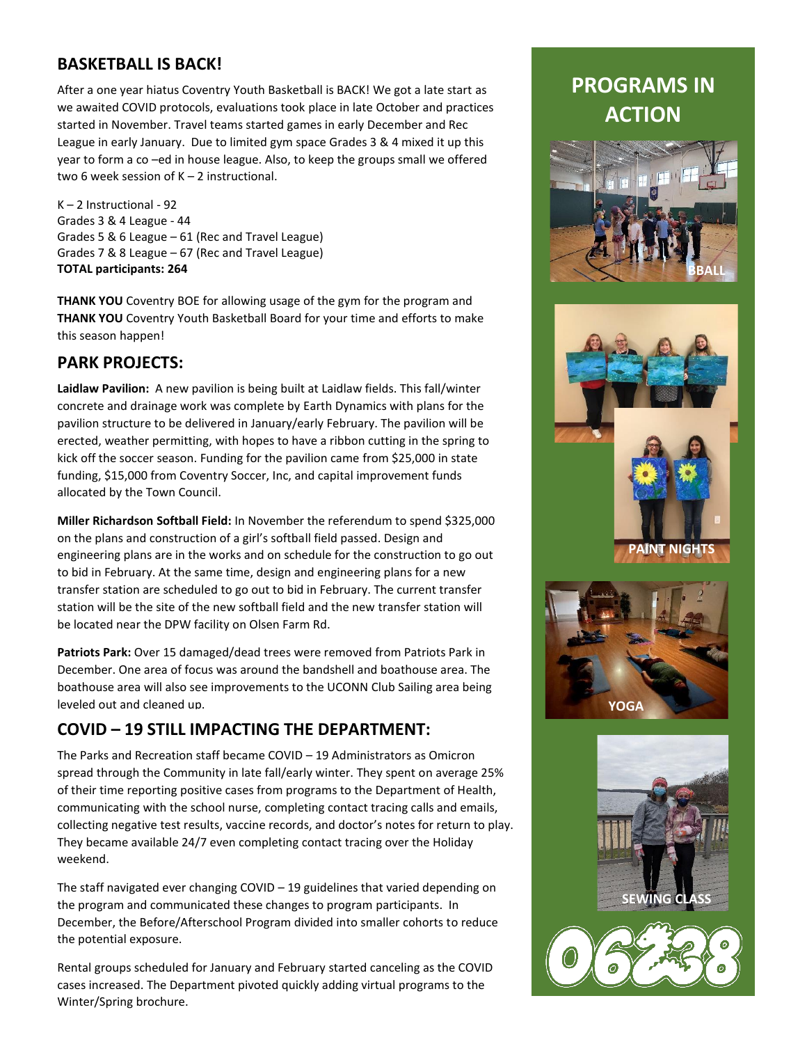## BASKETBALL IS BACK!

After a one year hiatus Coventry Youth Basketball is BACK! We got a late start as we awaited COVID protocols, evaluations took place in late October and practices started in November. Travel teams started games in early December and Rec League in early January. Due to limited gym space Grades 3 & 4 mixed it up this year to form a co –ed in house league. Also, to keep the groups small we offered two 6 week session of K – 2 instructional.

K – 2 Instructional - 92
Grades 3 & 4 League - 44
Grades 5 & 6 League – 61 (Rec and Travel League)
Grades 7 & 8 League – 67 (Rec and Travel League)
**TOTAL participants: 264**

**THANK YOU** Coventry BOE for allowing usage of the gym for the program and **THANK YOU** Coventry Youth Basketball Board for your time and efforts to make this season happen!

## PARK PROJECTS:

**Laidlaw Pavilion:** A new pavilion is being built at Laidlaw fields. This fall/winter concrete and drainage work was complete by Earth Dynamics with plans for the pavilion structure to be delivered in January/early February. The pavilion will be erected, weather permitting, with hopes to have a ribbon cutting in the spring to kick off the soccer season. Funding for the pavilion came from $25,000 in state funding, $15,000 from Coventry Soccer, Inc, and capital improvement funds allocated by the Town Council.

**Miller Richardson Softball Field:** In November the referendum to spend $325,000 on the plans and construction of a girl's softball field passed. Design and engineering plans are in the works and on schedule for the construction to go out to bid in February. At the same time, design and engineering plans for a new transfer station are scheduled to go out to bid in February. The current transfer station will be the site of the new softball field and the new transfer station will be located near the DPW facility on Olsen Farm Rd.

**Patriots Park:** Over 15 damaged/dead trees were removed from Patriots Park in December. One area of focus was around the bandshell and boathouse area. The boathouse area will also see improvements to the UCONN Club Sailing area being leveled out and cleaned up.

## COVID – 19 STILL IMPACTING THE DEPARTMENT:

The Parks and Recreation staff became COVID – 19 Administrators as Omicron spread through the Community in late fall/early winter. They spent on average 25% of their time reporting positive cases from programs to the Department of Health, communicating with the school nurse, completing contact tracing calls and emails, collecting negative test results, vaccine records, and doctor's notes for return to play. They became available 24/7 even completing contact tracing over the Holiday weekend.

The staff navigated ever changing COVID – 19 guidelines that varied depending on the program and communicated these changes to program participants. In December, the Before/Afterschool Program divided into smaller cohorts to reduce the potential exposure.

Rental groups scheduled for January and February started canceling as the COVID cases increased. The Department pivoted quickly adding virtual programs to the Winter/Spring brochure.

## PROGRAMS IN ACTION

BBALL

PAINT NIGHTS

YOGA

SEWING CLASS

06238